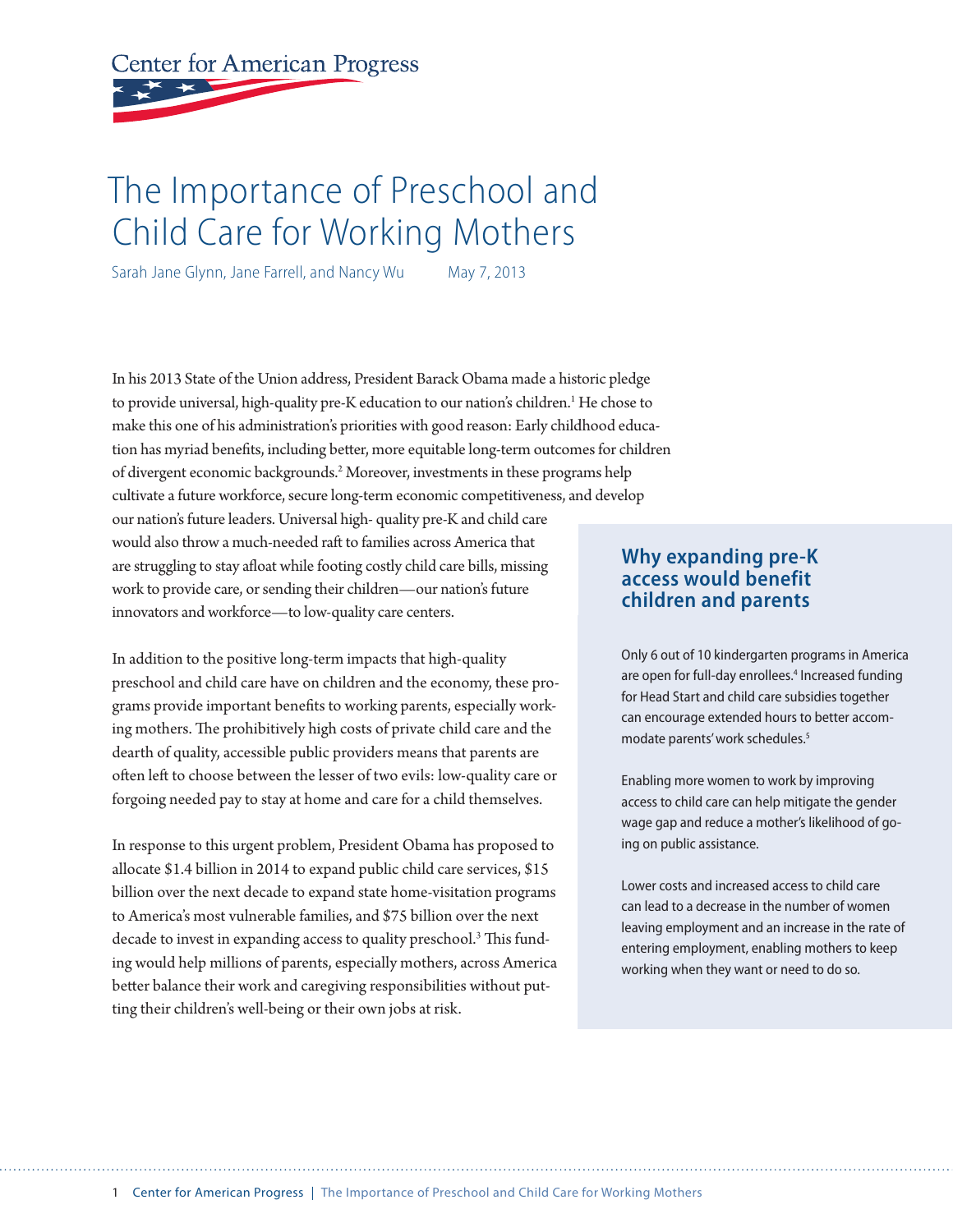Center for American Progress

# The Importance of Preschool and Child Care for Working Mothers

Sarah Jane Glynn, Jane Farrell, and Nancy Wu May 7, 2013

In his 2013 State of the Union address, President Barack Obama made a historic pledge to provide universal, high-quality pre-K education to our nation's children.[1] He chose to make this one of his administration's priorities with good reason: Early childhood education has myriad benefits, including better, more equitable long-term outcomes for children of divergent economic backgrounds.[2] Moreover, investments in these programs help cultivate a future workforce, secure long-term economic competitiveness, and develop our nation's future leaders. Universal high- quality pre-K and child care would also throw a much-needed raft to families across America that are struggling to stay afloat while footing costly child care bills, missing work to provide care, or sending their children—our nation's future innovators and workforce—to low-quality care centers.

In addition to the positive long-term impacts that high-quality preschool and child care have on children and the economy, these programs provide important benefits to working parents, especially working mothers. The prohibitively high costs of private child care and the dearth of quality, accessible public providers means that parents are often left to choose between the lesser of two evils: low-quality care or forgoing needed pay to stay at home and care for a child themselves.

In response to this urgent problem, President Obama has proposed to allocate $1.4 billion in 2014 to expand public child care services, $15 billion over the next decade to expand state home-visitation programs to America's most vulnerable families, and $75 billion over the next decade to invest in expanding access to quality preschool.[3] This funding would help millions of parents, especially mothers, across America better balance their work and caregiving responsibilities without putting their children's well-being or their own jobs at risk.

### Why expanding pre-K access would benefit children and parents

Only 6 out of 10 kindergarten programs in America are open for full-day enrollees.[4] Increased funding for Head Start and child care subsidies together can encourage extended hours to better accommodate parents' work schedules.[5]

Enabling more women to work by improving access to child care can help mitigate the gender wage gap and reduce a mother's likelihood of going on public assistance.

Lower costs and increased access to child care can lead to a decrease in the number of women leaving employment and an increase in the rate of entering employment, enabling mothers to keep working when they want or need to do so.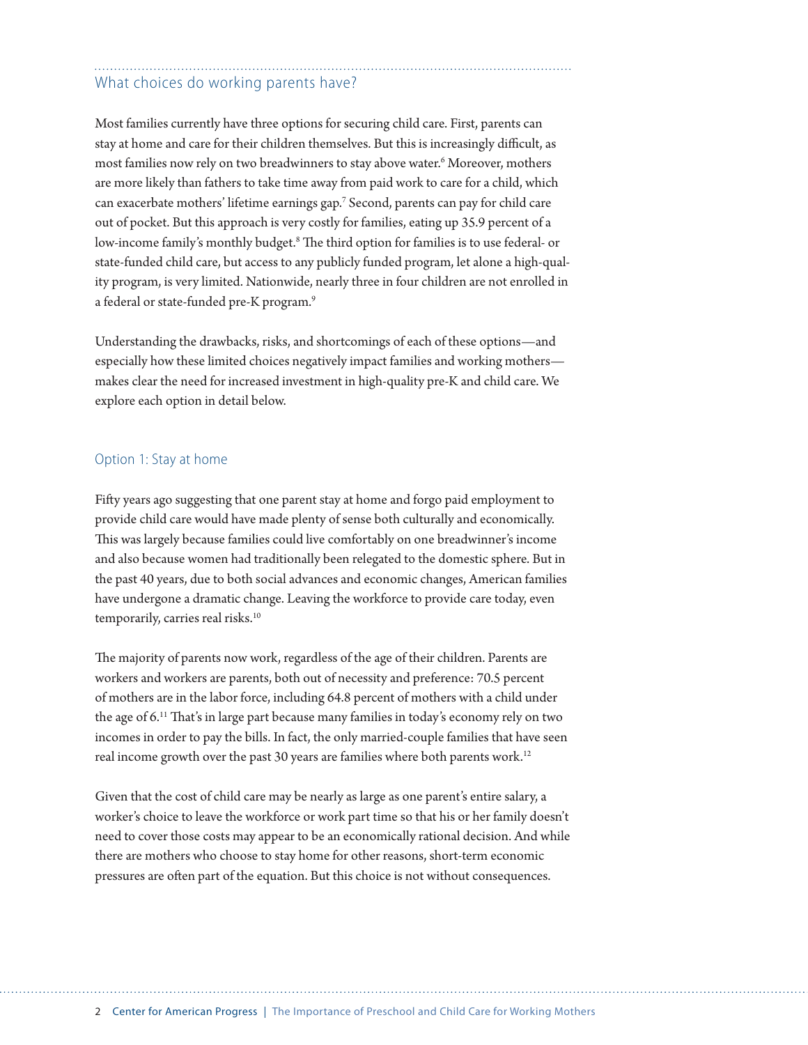## What choices do working parents have?

Most families currently have three options for securing child care. First, parents can stay at home and care for their children themselves. But this is increasingly difficult, as most families now rely on two breadwinners to stay above water.[6] Moreover, mothers are more likely than fathers to take time away from paid work to care for a child, which can exacerbate mothers' lifetime earnings gap.[7] Second, parents can pay for child care out of pocket. But this approach is very costly for families, eating up 35.9 percent of a low-income family's monthly budget.[8] The third option for families is to use federal- or state-funded child care, but access to any publicly funded program, let alone a high-quality program, is very limited. Nationwide, nearly three in four children are not enrolled in a federal or state-funded pre-K program.[9]

Understanding the drawbacks, risks, and shortcomings of each of these options—and especially how these limited choices negatively impact families and working mothers—makes clear the need for increased investment in high-quality pre-K and child care. We explore each option in detail below.

### Option 1: Stay at home

Fifty years ago suggesting that one parent stay at home and forgo paid employment to provide child care would have made plenty of sense both culturally and economically. This was largely because families could live comfortably on one breadwinner's income and also because women had traditionally been relegated to the domestic sphere. But in the past 40 years, due to both social advances and economic changes, American families have undergone a dramatic change. Leaving the workforce to provide care today, even temporarily, carries real risks.[10]

The majority of parents now work, regardless of the age of their children. Parents are workers and workers are parents, both out of necessity and preference: 70.5 percent of mothers are in the labor force, including 64.8 percent of mothers with a child under the age of 6.[11] That's in large part because many families in today's economy rely on two incomes in order to pay the bills. In fact, the only married-couple families that have seen real income growth over the past 30 years are families where both parents work.[12]

Given that the cost of child care may be nearly as large as one parent's entire salary, a worker's choice to leave the workforce or work part time so that his or her family doesn't need to cover those costs may appear to be an economically rational decision. And while there are mothers who choose to stay home for other reasons, short-term economic pressures are often part of the equation. But this choice is not without consequences.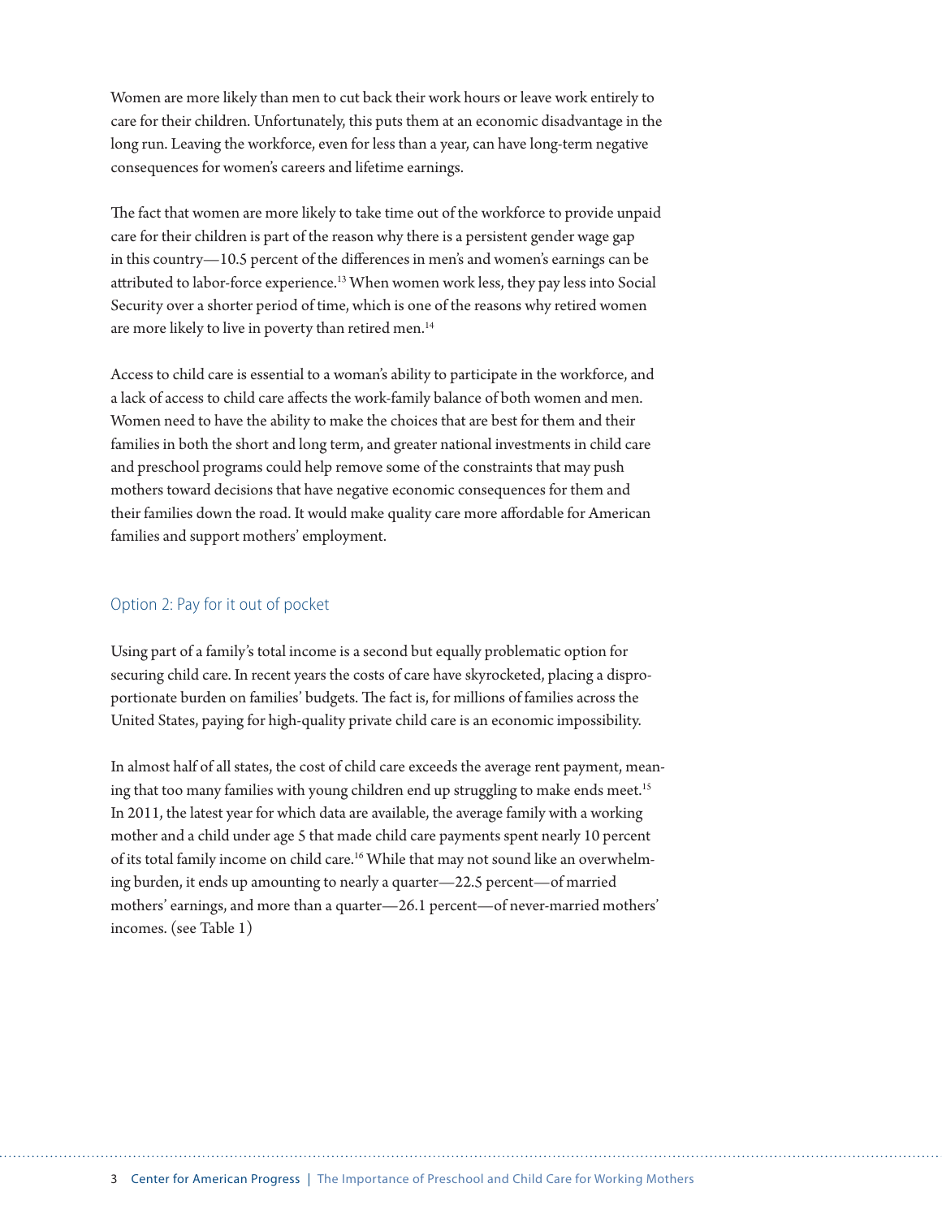Women are more likely than men to cut back their work hours or leave work entirely to care for their children. Unfortunately, this puts them at an economic disadvantage in the long run. Leaving the workforce, even for less than a year, can have long-term negative consequences for women's careers and lifetime earnings.

The fact that women are more likely to take time out of the workforce to provide unpaid care for their children is part of the reason why there is a persistent gender wage gap in this country—10.5 percent of the differences in men's and women's earnings can be attributed to labor-force experience.[13] When women work less, they pay less into Social Security over a shorter period of time, which is one of the reasons why retired women are more likely to live in poverty than retired men.[14]

Access to child care is essential to a woman's ability to participate in the workforce, and a lack of access to child care affects the work-family balance of both women and men. Women need to have the ability to make the choices that are best for them and their families in both the short and long term, and greater national investments in child care and preschool programs could help remove some of the constraints that may push mothers toward decisions that have negative economic consequences for them and their families down the road. It would make quality care more affordable for American families and support mothers' employment.

## Option 2: Pay for it out of pocket

Using part of a family's total income is a second but equally problematic option for securing child care. In recent years the costs of care have skyrocketed, placing a disproportionate burden on families' budgets. The fact is, for millions of families across the United States, paying for high-quality private child care is an economic impossibility.

In almost half of all states, the cost of child care exceeds the average rent payment, meaning that too many families with young children end up struggling to make ends meet.[15] In 2011, the latest year for which data are available, the average family with a working mother and a child under age 5 that made child care payments spent nearly 10 percent of its total family income on child care.[16] While that may not sound like an overwhelming burden, it ends up amounting to nearly a quarter—22.5 percent—of married mothers' earnings, and more than a quarter—26.1 percent—of never-married mothers' incomes. (see Table 1)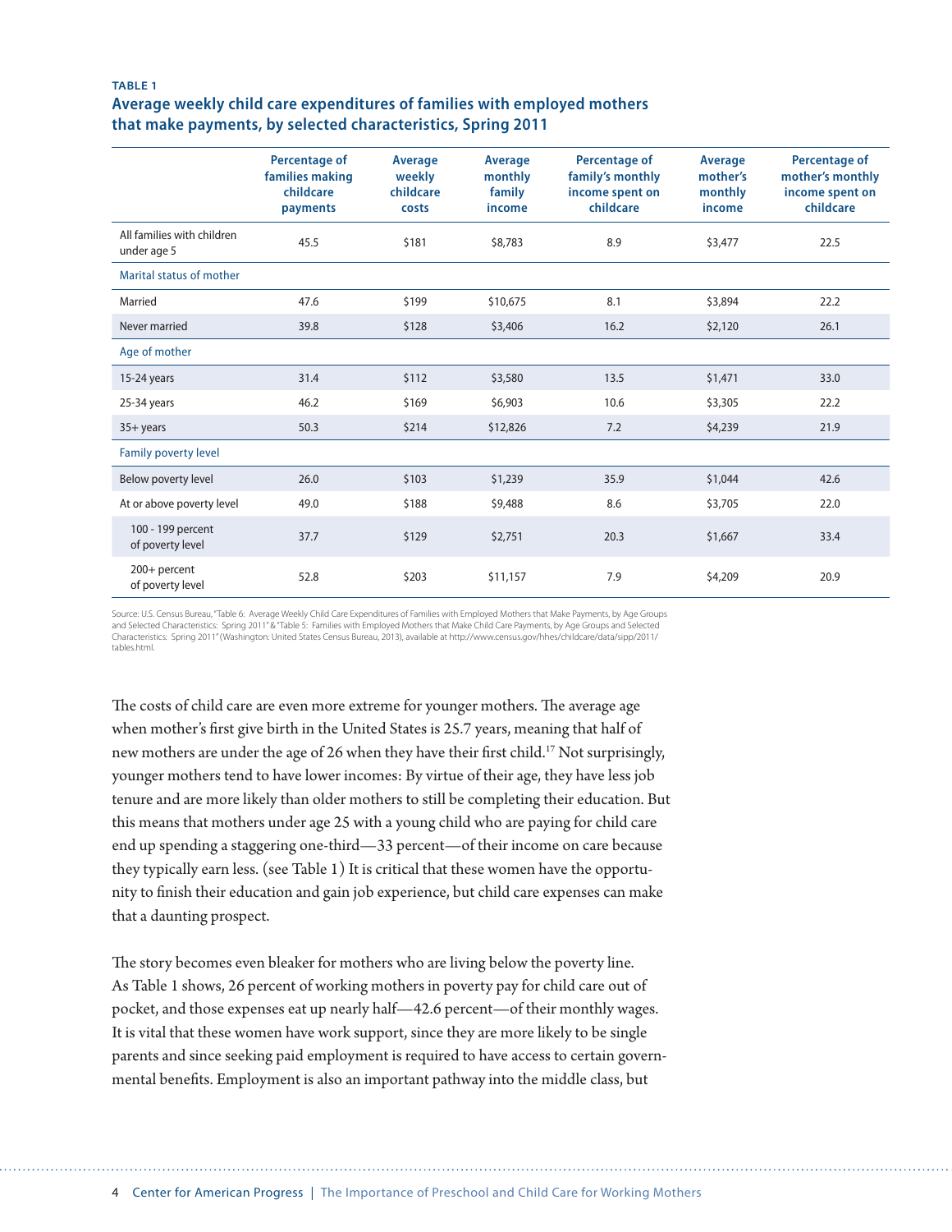**TABLE 1**

## Average weekly child care expenditures of families with employed mothers that make payments, by selected characteristics, Spring 2011

| | Percentage of families making childcare payments | Average weekly childcare costs | Average monthly family income | Percentage of family's monthly income spent on childcare | Average mother's monthly income | Percentage of mother's monthly income spent on childcare |
|---|---|---|---|---|---|---|
| All families with children under age 5 | 45.5 | $181 | $8,783 | 8.9 | $3,477 | 22.5 |
| Marital status of mother | | | | | | |
| Married | 47.6 | $199 | $10,675 | 8.1 | $3,894 | 22.2 |
| Never married | 39.8 | $128 | $3,406 | 16.2 | $2,120 | 26.1 |
| Age of mother | | | | | | |
| 15-24 years | 31.4 | $112 | $3,580 | 13.5 | $1,471 | 33.0 |
| 25-34 years | 46.2 | $169 | $6,903 | 10.6 | $3,305 | 22.2 |
| 35+ years | 50.3 | $214 | $12,826 | 7.2 | $4,239 | 21.9 |
| Family poverty level | | | | | | |
| Below poverty level | 26.0 | $103 | $1,239 | 35.9 | $1,044 | 42.6 |
| At or above poverty level | 49.0 | $188 | $9,488 | 8.6 | $3,705 | 22.0 |
| 100 - 199 percent of poverty level | 37.7 | $129 | $2,751 | 20.3 | $1,667 | 33.4 |
| 200+ percent of poverty level | 52.8 | $203 | $11,157 | 7.9 | $4,209 | 20.9 |

Source: U.S. Census Bureau, "Table 6: Average Weekly Child Care Expenditures of Families with Employed Mothers that Make Payments, by Age Groups and Selected Characteristics: Spring 2011" & "Table 5: Families with Employed Mothers that Make Child Care Payments, by Age Groups and Selected Characteristics: Spring 2011" (Washington: United States Census Bureau, 2013), available at http://www.census.gov/hhes/childcare/data/sipp/2011/tables.html.

The costs of child care are even more extreme for younger mothers. The average age when mother's first give birth in the United States is 25.7 years, meaning that half of new mothers are under the age of 26 when they have their first child.[17] Not surprisingly, younger mothers tend to have lower incomes: By virtue of their age, they have less job tenure and are more likely than older mothers to still be completing their education. But this means that mothers under age 25 with a young child who are paying for child care end up spending a staggering one-third—33 percent—of their income on care because they typically earn less. (see Table 1) It is critical that these women have the opportunity to finish their education and gain job experience, but child care expenses can make that a daunting prospect.

The story becomes even bleaker for mothers who are living below the poverty line. As Table 1 shows, 26 percent of working mothers in poverty pay for child care out of pocket, and those expenses eat up nearly half—42.6 percent—of their monthly wages. It is vital that these women have work support, since they are more likely to be single parents and since seeking paid employment is required to have access to certain governmental benefits. Employment is also an important pathway into the middle class, but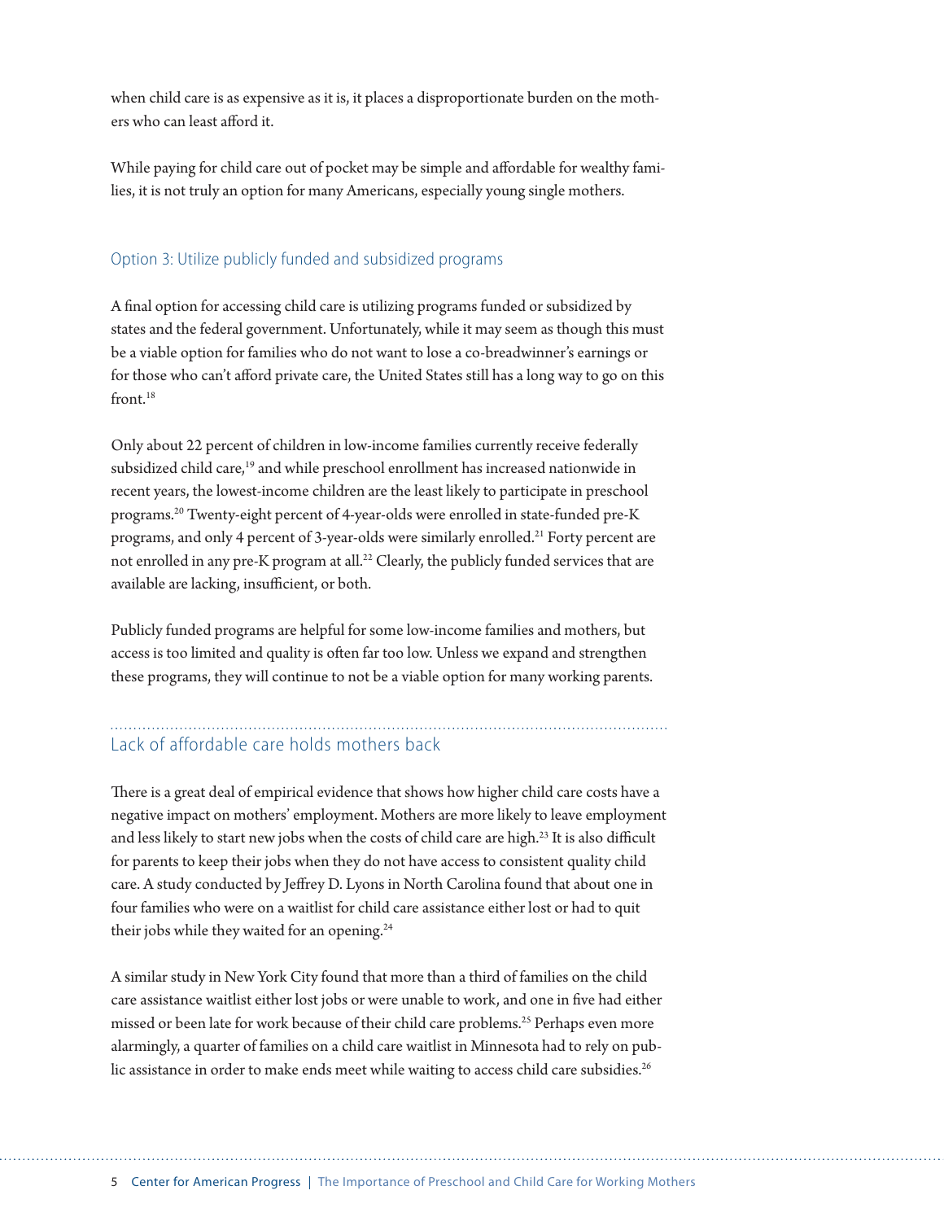when child care is as expensive as it is, it places a disproportionate burden on the mothers who can least afford it.

While paying for child care out of pocket may be simple and affordable for wealthy families, it is not truly an option for many Americans, especially young single mothers.

### Option 3: Utilize publicly funded and subsidized programs

A final option for accessing child care is utilizing programs funded or subsidized by states and the federal government. Unfortunately, while it may seem as though this must be a viable option for families who do not want to lose a co-breadwinner's earnings or for those who can't afford private care, the United States still has a long way to go on this front.[18]

Only about 22 percent of children in low-income families currently receive federally subsidized child care,[19] and while preschool enrollment has increased nationwide in recent years, the lowest-income children are the least likely to participate in preschool programs.[20] Twenty-eight percent of 4-year-olds were enrolled in state-funded pre-K programs, and only 4 percent of 3-year-olds were similarly enrolled.[21] Forty percent are not enrolled in any pre-K program at all.[22] Clearly, the publicly funded services that are available are lacking, insufficient, or both.

Publicly funded programs are helpful for some low-income families and mothers, but access is too limited and quality is often far too low. Unless we expand and strengthen these programs, they will continue to not be a viable option for many working parents.

## Lack of affordable care holds mothers back

There is a great deal of empirical evidence that shows how higher child care costs have a negative impact on mothers' employment. Mothers are more likely to leave employment and less likely to start new jobs when the costs of child care are high.[23] It is also difficult for parents to keep their jobs when they do not have access to consistent quality child care. A study conducted by Jeffrey D. Lyons in North Carolina found that about one in four families who were on a waitlist for child care assistance either lost or had to quit their jobs while they waited for an opening.[24]

A similar study in New York City found that more than a third of families on the child care assistance waitlist either lost jobs or were unable to work, and one in five had either missed or been late for work because of their child care problems.[25] Perhaps even more alarmingly, a quarter of families on a child care waitlist in Minnesota had to rely on public assistance in order to make ends meet while waiting to access child care subsidies.[26]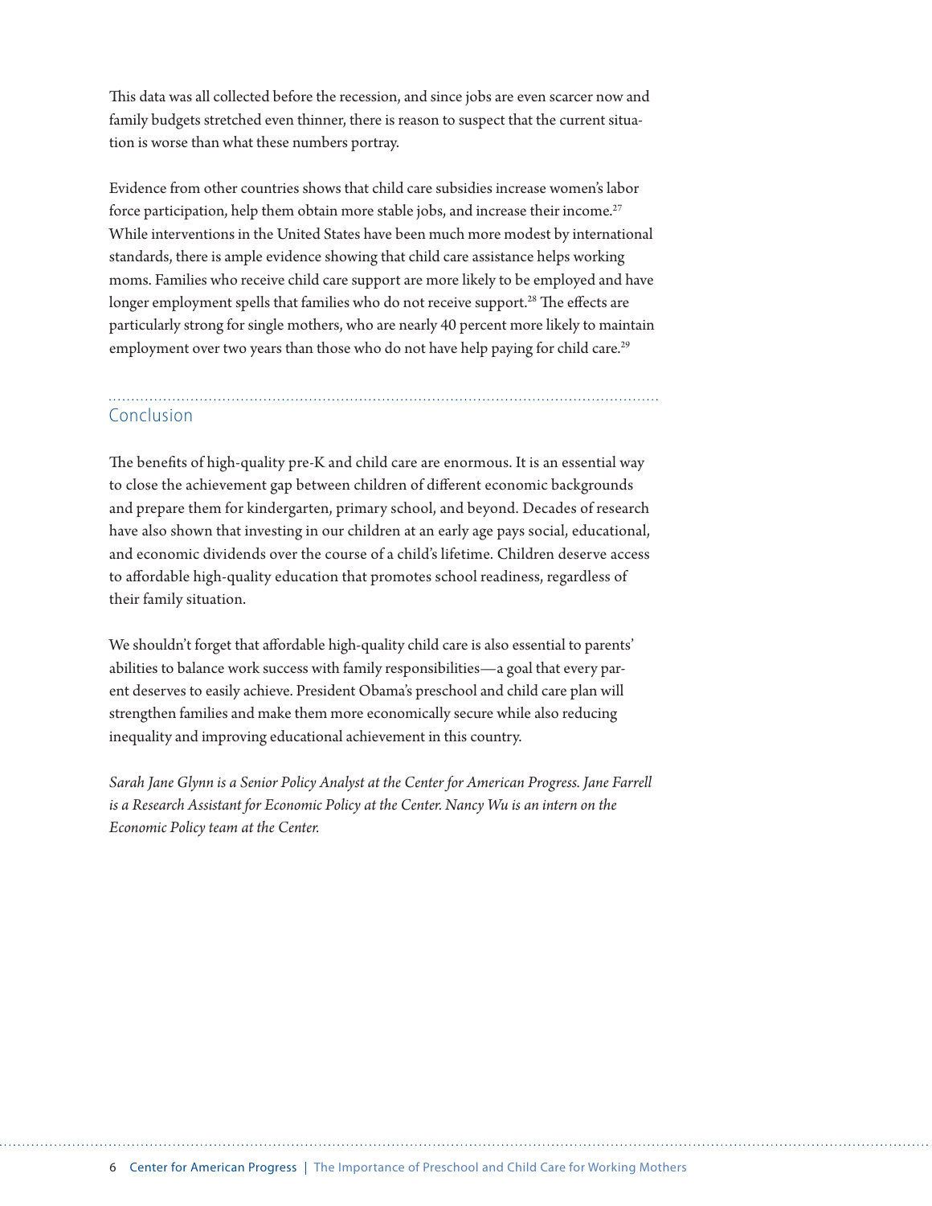This data was all collected before the recession, and since jobs are even scarcer now and family budgets stretched even thinner, there is reason to suspect that the current situation is worse than what these numbers portray.

Evidence from other countries shows that child care subsidies increase women's labor force participation, help them obtain more stable jobs, and increase their income.[27] While interventions in the United States have been much more modest by international standards, there is ample evidence showing that child care assistance helps working moms. Families who receive child care support are more likely to be employed and have longer employment spells that families who do not receive support.[28] The effects are particularly strong for single mothers, who are nearly 40 percent more likely to maintain employment over two years than those who do not have help paying for child care.[29]

## Conclusion

The benefits of high-quality pre-K and child care are enormous. It is an essential way to close the achievement gap between children of different economic backgrounds and prepare them for kindergarten, primary school, and beyond. Decades of research have also shown that investing in our children at an early age pays social, educational, and economic dividends over the course of a child's lifetime. Children deserve access to affordable high-quality education that promotes school readiness, regardless of their family situation.

We shouldn't forget that affordable high-quality child care is also essential to parents' abilities to balance work success with family responsibilities—a goal that every parent deserves to easily achieve. President Obama's preschool and child care plan will strengthen families and make them more economically secure while also reducing inequality and improving educational achievement in this country.

*Sarah Jane Glynn is a Senior Policy Analyst at the Center for American Progress. Jane Farrell is a Research Assistant for Economic Policy at the Center. Nancy Wu is an intern on the Economic Policy team at the Center.*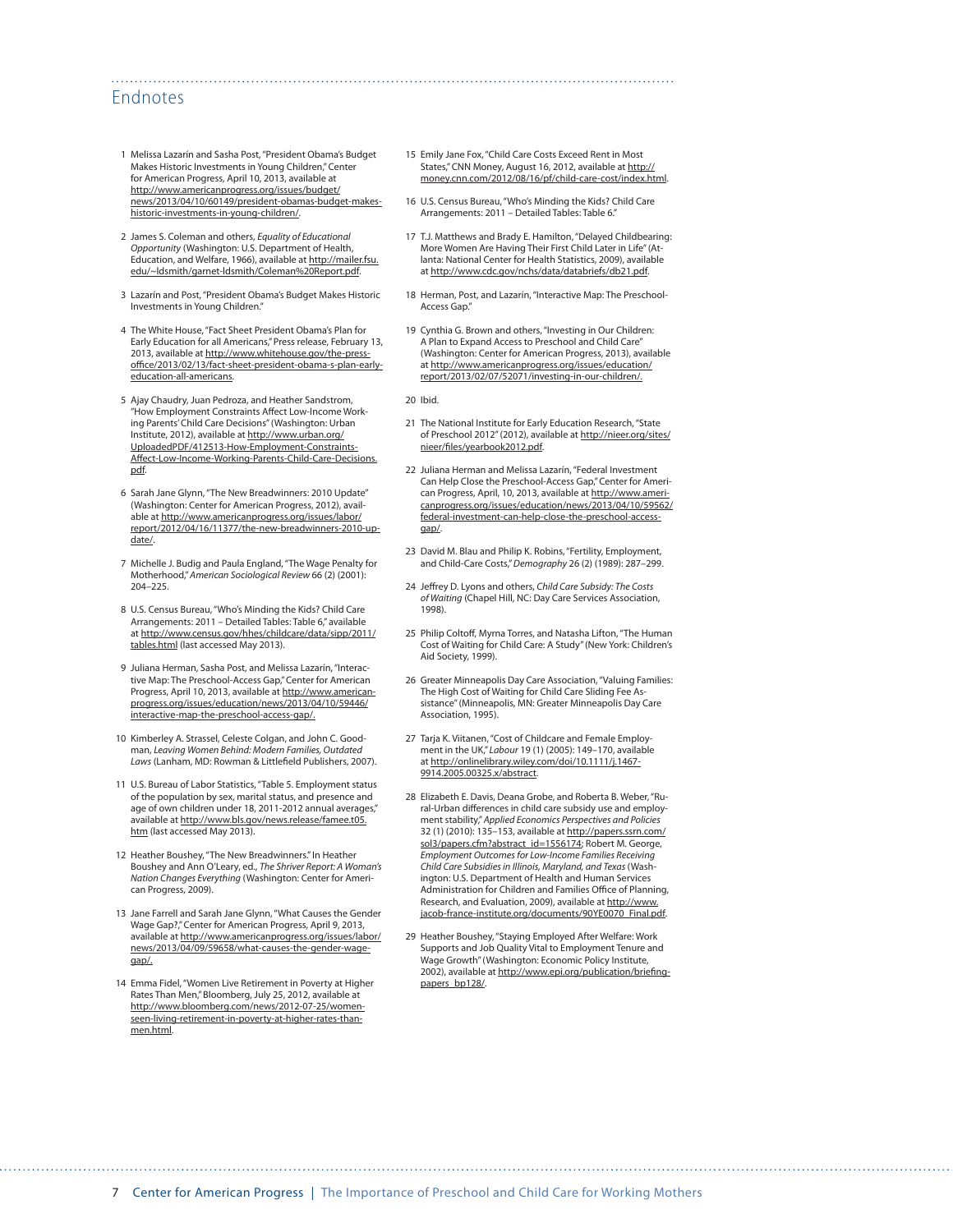## Endnotes

1. Melissa Lazarín and Sasha Post, "President Obama's Budget Makes Historic Investments in Young Children," Center for American Progress, April 10, 2013, available at http://www.americanprogress.org/issues/budget/news/2013/04/10/60149/president-obamas-budget-makes-historic-investments-in-young-children/.

2. James S. Coleman and others, *Equality of Educational Opportunity* (Washington: U.S. Department of Health, Education, and Welfare, 1966), available at http://mailer.fsu.edu/~ldsmith/garnet-ldsmith/Coleman%20Report.pdf.

3. Lazarín and Post, "President Obama's Budget Makes Historic Investments in Young Children."

4. The White House, "Fact Sheet President Obama's Plan for Early Education for all Americans," Press release, February 13, 2013, available at http://www.whitehouse.gov/the-press-office/2013/02/13/fact-sheet-president-obama-s-plan-early-education-all-americans.

5. Ajay Chaudry, Juan Pedroza, and Heather Sandstrom, "How Employment Constraints Affect Low-Income Working Parents' Child Care Decisions" (Washington: Urban Institute, 2012), available at http://www.urban.org/UploadedPDF/412513-How-Employment-Constraints-Affect-Low-Income-Working-Parents-Child-Care-Decisions.pdf.

6. Sarah Jane Glynn, "The New Breadwinners: 2010 Update" (Washington: Center for American Progress, 2012), available at http://www.americanprogress.org/issues/labor/report/2012/04/16/11377/the-new-breadwinners-2010-update/.

7. Michelle J. Budig and Paula England, "The Wage Penalty for Motherhood," *American Sociological Review* 66 (2) (2001): 204–225.

8. U.S. Census Bureau, "Who's Minding the Kids? Child Care Arrangements: 2011 – Detailed Tables: Table 6," available at http://www.census.gov/hhes/childcare/data/sipp/2011/tables.html (last accessed May 2013).

9. Juliana Herman, Sasha Post, and Melissa Lazarín, "Interactive Map: The Preschool-Access Gap," Center for American Progress, April 10, 2013, available at http://www.americanprogress.org/issues/education/news/2013/04/10/59446/interactive-map-the-preschool-access-gap/.

10. Kimberley A. Strassel, Celeste Colgan, and John C. Goodman, *Leaving Women Behind: Modern Families, Outdated Laws* (Lanham, MD: Rowman & Littlefield Publishers, 2007).

11. U.S. Bureau of Labor Statistics, "Table 5. Employment status of the population by sex, marital status, and presence and age of own children under 18, 2011-2012 annual averages," available at http://www.bls.gov/news.release/famee.t05.htm (last accessed May 2013).

12. Heather Boushey, "The New Breadwinners." In Heather Boushey and Ann O'Leary, ed., *The Shriver Report: A Woman's Nation Changes Everything* (Washington: Center for American Progress, 2009).

13. Jane Farrell and Sarah Jane Glynn, "What Causes the Gender Wage Gap?," Center for American Progress, April 9, 2013, available at http://www.americanprogress.org/issues/labor/news/2013/04/09/59658/what-causes-the-gender-wage-gap/.

14. Emma Fidel, "Women Live Retirement in Poverty at Higher Rates Than Men," Bloomberg, July 25, 2012, available at http://www.bloomberg.com/news/2012-07-25/women-seen-living-retirement-in-poverty-at-higher-rates-than-men.html.

15. Emily Jane Fox, "Child Care Costs Exceed Rent in Most States," CNN Money, August 16, 2012, available at http://money.cnn.com/2012/08/16/pf/child-care-cost/index.html.

16. U.S. Census Bureau, "Who's Minding the Kids? Child Care Arrangements: 2011 – Detailed Tables: Table 6."

17. T.J. Matthews and Brady E. Hamilton, "Delayed Childbearing: More Women Are Having Their First Child Later in Life" (Atlanta: National Center for Health Statistics, 2009), available at http://www.cdc.gov/nchs/data/databriefs/db21.pdf.

18. Herman, Post, and Lazarín, "Interactive Map: The Preschool-Access Gap."

19. Cynthia G. Brown and others, "Investing in Our Children: A Plan to Expand Access to Preschool and Child Care" (Washington: Center for American Progress, 2013), available at http://www.americanprogress.org/issues/education/report/2013/02/07/52071/investing-in-our-children/.

20. Ibid.

21. The National Institute for Early Education Research, "State of Preschool 2012" (2012), available at http://nieer.org/sites/nieer/files/yearbook2012.pdf.

22. Juliana Herman and Melissa Lazarín, "Federal Investment Can Help Close the Preschool-Access Gap," Center for American Progress, April, 10, 2013, available at http://www.americanprogress.org/issues/education/news/2013/04/10/59562/federal-investment-can-help-close-the-preschool-access-gap/.

23. David M. Blau and Philip K. Robins, "Fertility, Employment, and Child-Care Costs," *Demography* 26 (2) (1989): 287–299.

24. Jeffrey D. Lyons and others, *Child Care Subsidy: The Costs of Waiting* (Chapel Hill, NC: Day Care Services Association, 1998).

25. Philip Coltoff, Myrna Torres, and Natasha Lifton, "The Human Cost of Waiting for Child Care: A Study" (New York: Children's Aid Society, 1999).

26. Greater Minneapolis Day Care Association, "Valuing Families: The High Cost of Waiting for Child Care Sliding Fee Assistance" (Minneapolis, MN: Greater Minneapolis Day Care Association, 1995).

27. Tarja K. Viitanen, "Cost of Childcare and Female Employment in the UK," *Labour* 19 (1) (2005): 149–170, available at http://onlinelibrary.wiley.com/doi/10.1111/j.1467-9914.2005.00325.x/abstract.

28. Elizabeth E. Davis, Deana Grobe, and Roberta B. Weber, "Rural-Urban differences in child care subsidy use and employment stability," *Applied Economics Perspectives and Policies* 32 (1) (2010): 135–153, available at http://papers.ssrn.com/sol3/papers.cfm?abstract_id=1556174; Robert M. George, *Employment Outcomes for Low-Income Families Receiving Child Care Subsidies in Illinois, Maryland, and Texas* (Washington: U.S. Department of Health and Human Services Administration for Children and Families Office of Planning, Research, and Evaluation, 2009), available at http://www.jacob-france-institute.org/documents/90YE0070_Final.pdf.

29. Heather Boushey, "Staying Employed After Welfare: Work Supports and Job Quality Vital to Employment Tenure and Wage Growth" (Washington: Economic Policy Institute, 2002), available at http://www.epi.org/publication/briefingpapers_bp128/.